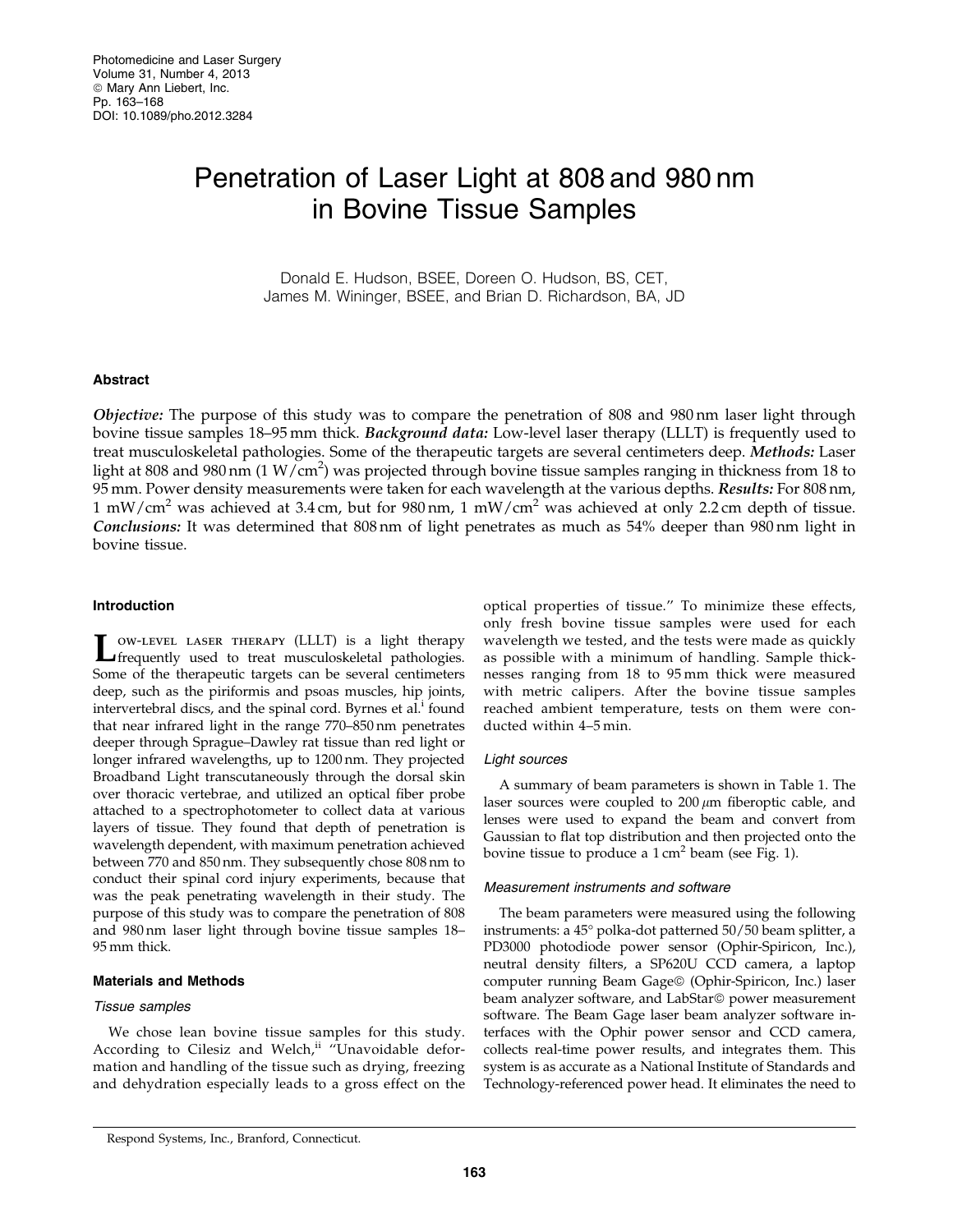# Penetration of Laser Light at 808 and 980 nm in Bovine Tissue Samples

Donald E. Hudson, BSEE, Doreen O. Hudson, BS, CET, James M. Wininger, BSEE, and Brian D. Richardson, BA, JD

## Abstract

***Objective:*** The purpose of this study was to compare the penetration of 808 and 980 nm laser light through bovine tissue samples 18–95 mm thick. ***Background data:*** Low-level laser therapy (LLLT) is frequently used to treat musculoskeletal pathologies. Some of the therapeutic targets are several centimeters deep. ***Methods:*** Laser light at 808 and 980 nm (1 W/cm$^2$) was projected through bovine tissue samples ranging in thickness from 18 to 95 mm. Power density measurements were taken for each wavelength at the various depths. ***Results:*** For 808 nm, 1 mW/cm$^2$ was achieved at 3.4 cm, but for 980 nm, 1 mW/cm$^2$ was achieved at only 2.2 cm depth of tissue. ***Conclusions:*** It was determined that 808 nm of light penetrates as much as 54% deeper than 980 nm light in bovine tissue.

## Introduction

Low-level laser therapy (LLLT) is a light therapy frequently used to treat musculoskeletal pathologies. Some of the therapeutic targets can be several centimeters deep, such as the piriformis and psoas muscles, hip joints, intervertebral discs, and the spinal cord. Byrnes et al.[i] found that near infrared light in the range 770–850 nm penetrates deeper through Sprague–Dawley rat tissue than red light or longer infrared wavelengths, up to 1200 nm. They projected Broadband Light transcutaneously through the dorsal skin over thoracic vertebrae, and utilized an optical fiber probe attached to a spectrophotometer to collect data at various layers of tissue. They found that depth of penetration is wavelength dependent, with maximum penetration achieved between 770 and 850 nm. They subsequently chose 808 nm to conduct their spinal cord injury experiments, because that was the peak penetrating wavelength in their study. The purpose of this study was to compare the penetration of 808 and 980 nm laser light through bovine tissue samples 18–95 mm thick.

## Materials and Methods

### Tissue samples

We chose lean bovine tissue samples for this study. According to Cilesiz and Welch,[ii] "Unavoidable deformation and handling of the tissue such as drying, freezing and dehydration especially leads to a gross effect on the optical properties of tissue." To minimize these effects, only fresh bovine tissue samples were used for each wavelength we tested, and the tests were made as quickly as possible with a minimum of handling. Sample thicknesses ranging from 18 to 95 mm thick were measured with metric calipers. After the bovine tissue samples reached ambient temperature, tests on them were conducted within 4–5 min.

### Light sources

A summary of beam parameters is shown in Table 1. The laser sources were coupled to 200 $\mu$m fiberoptic cable, and lenses were used to expand the beam and convert from Gaussian to flat top distribution and then projected onto the bovine tissue to produce a 1 cm$^2$ beam (see Fig. 1).

### Measurement instruments and software

The beam parameters were measured using the following instruments: a 45° polka-dot patterned 50/50 beam splitter, a PD3000 photodiode power sensor (Ophir-Spiricon, Inc.), neutral density filters, a SP620U CCD camera, a laptop computer running Beam Gage© (Ophir-Spiricon, Inc.) laser beam analyzer software, and LabStar© power measurement software. The Beam Gage laser beam analyzer software interfaces with the Ophir power sensor and CCD camera, collects real-time power results, and integrates them. This system is as accurate as a National Institute of Standards and Technology-referenced power head. It eliminates the need to

Respond Systems, Inc., Branford, Connecticut.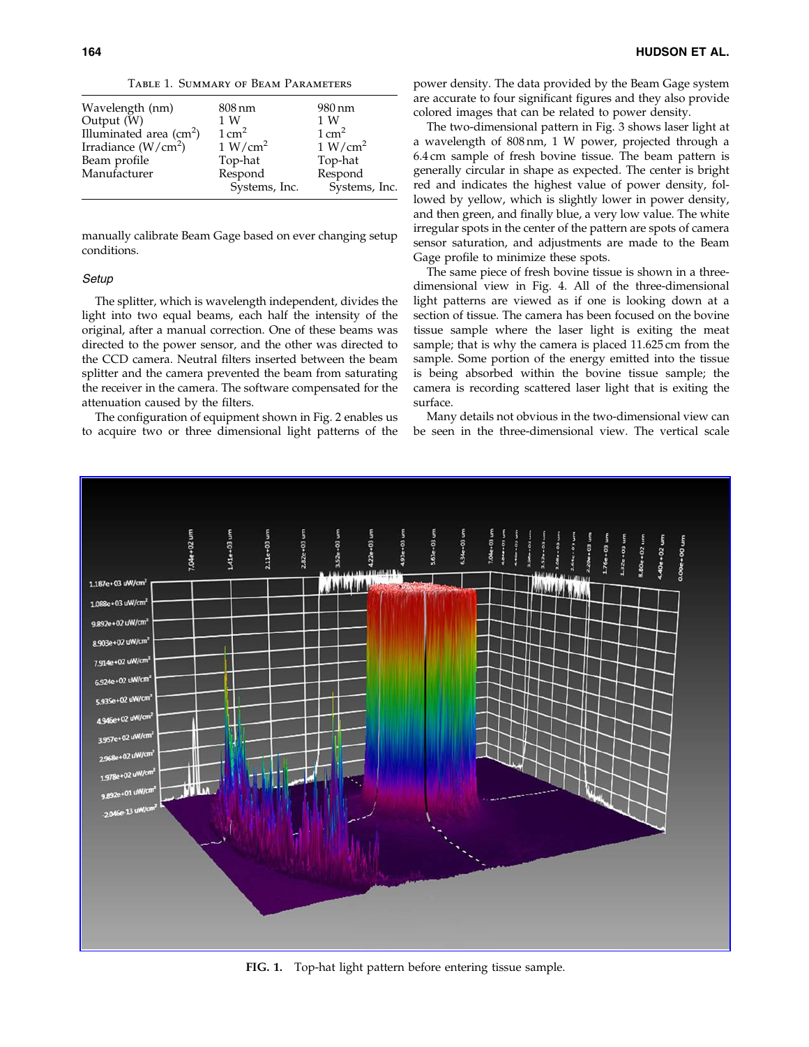Table 1. Summary of Beam Parameters

| | | |
|---|---|---|
| Wavelength (nm) | 808 nm | 980 nm |
| Output (W) | 1 W | 1 W |
| Illuminated area ($cm^2$) | 1 $cm^2$ | 1 $cm^2$ |
| Irradiance ($W/cm^2$) | 1 $W/cm^2$ | 1 $W/cm^2$ |
| Beam profile | Top-hat | Top-hat |
| Manufacturer | Respond Systems, Inc. | Respond Systems, Inc. |

manually calibrate Beam Gage based on ever changing setup conditions.

### Setup

The splitter, which is wavelength independent, divides the light into two equal beams, each half the intensity of the original, after a manual correction. One of these beams was directed to the power sensor, and the other was directed to the CCD camera. Neutral filters inserted between the beam splitter and the camera prevented the beam from saturating the receiver in the camera. The software compensated for the attenuation caused by the filters.

The configuration of equipment shown in Fig. 2 enables us to acquire two or three dimensional light patterns of the power density. The data provided by the Beam Gage system are accurate to four significant figures and they also provide colored images that can be related to power density.

The two-dimensional pattern in Fig. 3 shows laser light at a wavelength of 808 nm, 1 W power, projected through a 6.4 cm sample of fresh bovine tissue. The beam pattern is generally circular in shape as expected. The center is bright red and indicates the highest value of power density, followed by yellow, which is slightly lower in power density, and then green, and finally blue, a very low value. The white irregular spots in the center of the pattern are spots of camera sensor saturation, and adjustments are made to the Beam Gage profile to minimize these spots.

The same piece of fresh bovine tissue is shown in a three-dimensional view in Fig. 4. All of the three-dimensional light patterns are viewed as if one is looking down at a section of tissue. The camera has been focused on the bovine tissue sample where the laser light is exiting the meat sample; that is why the camera is placed 11.625 cm from the sample. Some portion of the energy emitted into the tissue is being absorbed within the bovine tissue sample; the camera is recording scattered laser light that is exiting the surface.

Many details not obvious in the two-dimensional view can be seen in the three-dimensional view. The vertical scale

**FIG. 1.** Top-hat light pattern before entering tissue sample.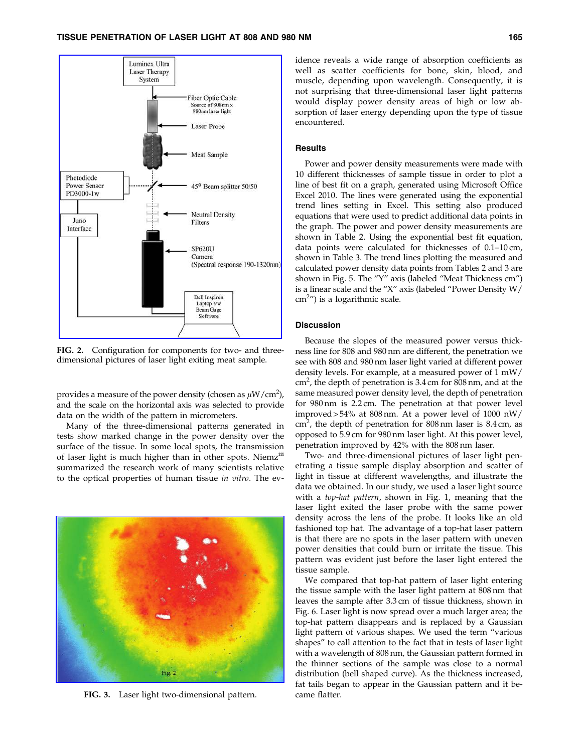FIG. 2. Configuration for components for two- and three-dimensional pictures of laser light exiting meat sample.

provides a measure of the power density (chosen as $\mu W/cm^2$), and the scale on the horizontal axis was selected to provide data on the width of the pattern in micrometers.

Many of the three-dimensional patterns generated in tests show marked change in the power density over the surface of the tissue. In some local spots, the transmission of laser light is much higher than in other spots. Niemz[iii] summarized the research work of many scientists relative to the optical properties of human tissue *in vitro*. The evidence reveals a wide range of absorption coefficients as well as scatter coefficients for bone, skin, blood, and muscle, depending upon wavelength. Consequently, it is not surprising that three-dimensional laser light patterns would display power density areas of high or low absorption of laser energy depending upon the type of tissue encountered.

FIG. 3. Laser light two-dimensional pattern.

## Results

Power and power density measurements were made with 10 different thicknesses of sample tissue in order to plot a line of best fit on a graph, generated using Microsoft Office Excel 2010. The lines were generated using the exponential trend lines setting in Excel. This setting also produced equations that were used to predict additional data points in the graph. The power and power density measurements are shown in Table 2. Using the exponential best fit equation, data points were calculated for thicknesses of 0.1–10 cm, shown in Table 3. The trend lines plotting the measured and calculated power density data points from Tables 2 and 3 are shown in Fig. 5. The "Y" axis (labeled "Meat Thickness cm") is a linear scale and the "X" axis (labeled "Power Density W/$cm^2$") is a logarithmic scale.

## Discussion

Because the slopes of the measured power versus thickness line for 808 and 980 nm are different, the penetration we see with 808 and 980 nm laser light varied at different power density levels. For example, at a measured power of 1 mW/$cm^2$, the depth of penetration is 3.4 cm for 808 nm, and at the same measured power density level, the depth of penetration for 980 nm is 2.2 cm. The penetration at that power level improved > 54% at 808 nm. At a power level of 1000 nW/$cm^2$, the depth of penetration for 808 nm laser is 8.4 cm, as opposed to 5.9 cm for 980 nm laser light. At this power level, penetration improved by 42% with the 808 nm laser.

Two- and three-dimensional pictures of laser light penetrating a tissue sample display absorption and scatter of light in tissue at different wavelengths, and illustrate the data we obtained. In our study, we used a laser light source with a *top-hat pattern*, shown in Fig. 1, meaning that the laser light exited the laser probe with the same power density across the lens of the probe. It looks like an old fashioned top hat. The advantage of a top-hat laser pattern is that there are no spots in the laser pattern with uneven power densities that could burn or irritate the tissue. This pattern was evident just before the laser light entered the tissue sample.

We compared that top-hat pattern of laser light entering the tissue sample with the laser light pattern at 808 nm that leaves the sample after 3.3 cm of tissue thickness, shown in Fig. 6. Laser light is now spread over a much larger area; the top-hat pattern disappears and is replaced by a Gaussian light pattern of various shapes. We used the term "various shapes" to call attention to the fact that in tests of laser light with a wavelength of 808 nm, the Gaussian pattern formed in the thinner sections of the sample was close to a normal distribution (bell shaped curve). As the thickness increased, fat tails began to appear in the Gaussian pattern and it became flatter.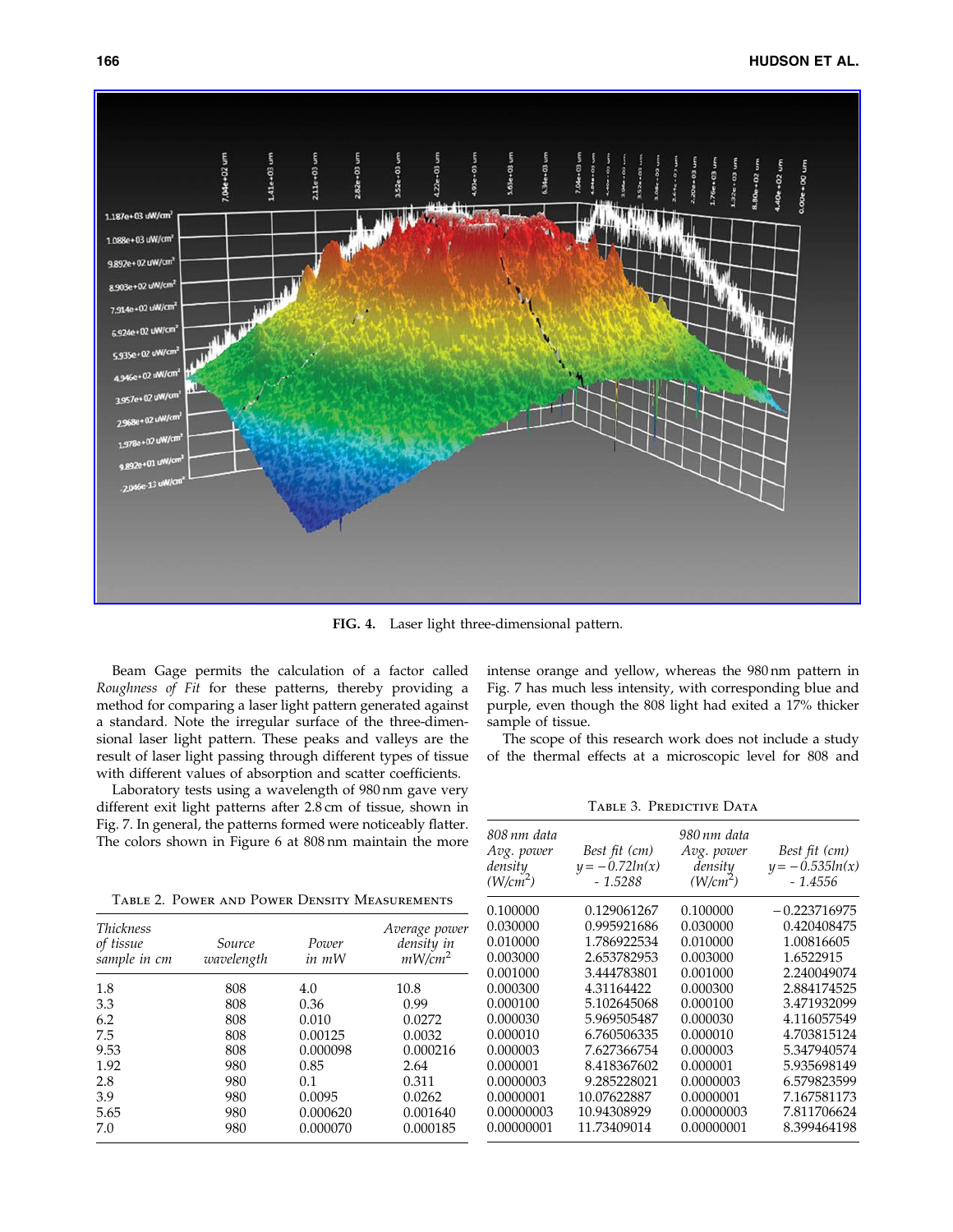FIG. 4. Laser light three-dimensional pattern.

Beam Gage permits the calculation of a factor called *Roughness of Fit* for these patterns, thereby providing a method for comparing a laser light pattern generated against a standard. Note the irregular surface of the three-dimensional laser light pattern. These peaks and valleys are the result of laser light passing through different types of tissue with different values of absorption and scatter coefficients.

Laboratory tests using a wavelength of 980 nm gave very different exit light patterns after 2.8 cm of tissue, shown in Fig. 7. In general, the patterns formed were noticeably flatter. The colors shown in Figure 6 at 808 nm maintain the more intense orange and yellow, whereas the 980 nm pattern in Fig. 7 has much less intensity, with corresponding blue and purple, even though the 808 light had exited a 17% thicker sample of tissue.

The scope of this research work does not include a study of the thermal effects at a microscopic level for 808 and

Table 2. Power and Power Density Measurements

| *Thickness of tissue sample in cm* | *Source wavelength* | *Power in mW* | *Average power density in mW/cm$^2$* |
|---|---|---|---|
| 1.8 | 808 | 4.0 | 10.8 |
| 3.3 | 808 | 0.36 | 0.99 |
| 6.2 | 808 | 0.010 | 0.0272 |
| 7.5 | 808 | 0.00125 | 0.0032 |
| 9.53 | 808 | 0.000098 | 0.000216 |
| 1.92 | 980 | 0.85 | 2.64 |
| 2.8 | 980 | 0.1 | 0.311 |
| 3.9 | 980 | 0.0095 | 0.0262 |
| 5.65 | 980 | 0.000620 | 0.001640 |
| 7.0 | 980 | 0.000070 | 0.000185 |

Table 3. Predictive Data

| *808 nm data Avg. power density (W/cm$^2$)* | *Best fit (cm) $y = -0.72\ln(x) - 1.5288$* | *980 nm data Avg. power density (W/cm$^2$)* | *Best fit (cm) $y = -0.535\ln(x) - 1.4556$* |
|---|---|---|---|
| 0.100000 | 0.129061267 | 0.100000 | −0.223716975 |
| 0.030000 | 0.995921686 | 0.030000 | 0.420408475 |
| 0.010000 | 1.786922534 | 0.010000 | 1.00816605 |
| 0.003000 | 2.653782953 | 0.003000 | 1.6522915 |
| 0.001000 | 3.444783801 | 0.001000 | 2.240049074 |
| 0.000300 | 4.31164422 | 0.000300 | 2.884174525 |
| 0.000100 | 5.102645068 | 0.000100 | 3.471932099 |
| 0.000030 | 5.969505487 | 0.000030 | 4.116057549 |
| 0.000010 | 6.760506335 | 0.000010 | 4.703815124 |
| 0.000003 | 7.627366754 | 0.000003 | 5.347940574 |
| 0.000001 | 8.418367602 | 0.000001 | 5.935698149 |
| 0.0000003 | 9.285228021 | 0.0000003 | 6.579823599 |
| 0.0000001 | 10.07622887 | 0.0000001 | 7.167581173 |
| 0.00000003 | 10.94308929 | 0.00000003 | 7.811706624 |
| 0.00000001 | 11.73409014 | 0.00000001 | 8.399464198 |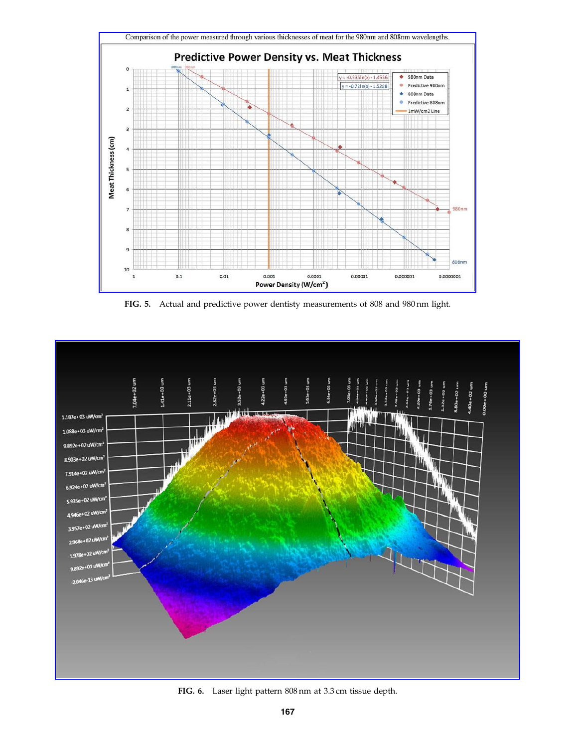Comparison of the power measured through various thicknesses of meat for the 980nm and 808nm wavelengths.

**FIG. 5.** Actual and predictive power dentisty measurements of 808 and 980 nm light.

**FIG. 6.** Laser light pattern 808 nm at 3.3 cm tissue depth.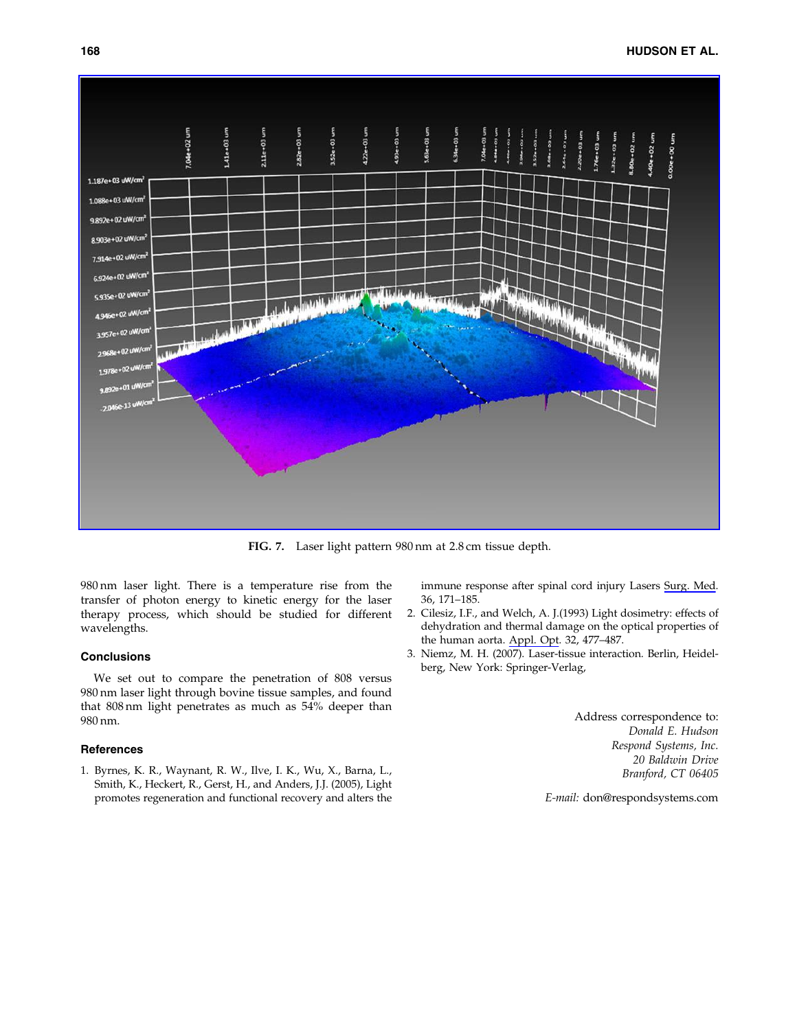1.187e+03 uW/cm²
1.088e+03 uW/cm²
9.892e+02 uW/cm²
8.903e+02 uW/cm²
7.914e+02 uW/cm²
6.924e+02 uW/cm²
5.935e+02 uW/cm²
4.946e+02 uW/cm²
3.957e+02 uW/cm²
2.968e+02 uW/cm²
1.978e+02 uW/cm²
9.892e+01 uW/cm²
-2.046e-13 uW/cm²

7.04e+02 um
1.41e+03 um
2.11e+03 um
2.82e+03 um
3.52e+03 um
4.22e+03 um
4.93e+03 um
5.63e+03 um
6.34e+03 um
7.04e+03 um
2.20e+03 um
1.76e+03 um
1.32e+03 um
8.80e+02 um
4.40e+02 um
0.00e+00 um

**FIG. 7.** Laser light pattern 980 nm at 2.8 cm tissue depth.

980 nm laser light. There is a temperature rise from the transfer of photon energy to kinetic energy for the laser therapy process, which should be studied for different wavelengths.

## Conclusions

We set out to compare the penetration of 808 versus 980 nm laser light through bovine tissue samples, and found that 808 nm light penetrates as much as 54% deeper than 980 nm.

## References

1. Byrnes, K. R., Waynant, R. W., Ilve, I. K., Wu, X., Barna, L., Smith, K., Heckert, R., Gerst, H., and Anders, J.J. (2005), Light promotes regeneration and functional recovery and alters the immune response after spinal cord injury Lasers Surg. Med. 36, 171–185.
2. Cilesiz, I.F., and Welch, A. J.(1993) Light dosimetry: effects of dehydration and thermal damage on the optical properties of the human aorta. Appl. Opt. 32, 477–487.
3. Niemz, M. H. (2007). Laser-tissue interaction. Berlin, Heidelberg, New York: Springer-Verlag,

Address correspondence to:
*Donald E. Hudson*
*Respond Systems, Inc.*
*20 Baldwin Drive*
*Branford, CT 06405*

*E-mail:* don@respondsystems.com